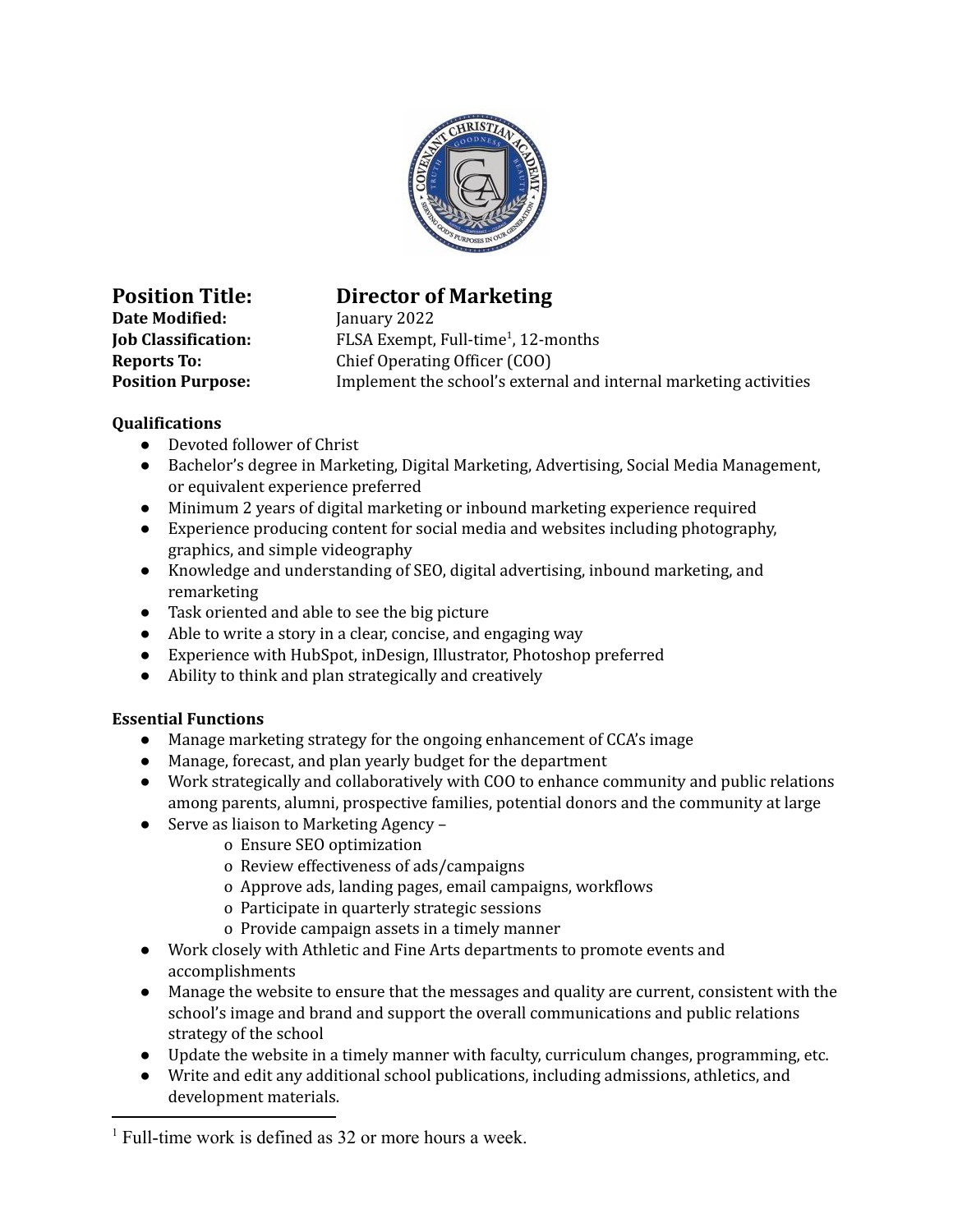**Position Title:** **Director of Marketing**
**Date Modified:** January 2022
**Job Classification:** FLSA Exempt, Full-time[1], 12-months
**Reports To:** Chief Operating Officer (COO)
**Position Purpose:** Implement the school's external and internal marketing activities

**Qualifications**

- Devoted follower of Christ
- Bachelor's degree in Marketing, Digital Marketing, Advertising, Social Media Management, or equivalent experience preferred
- Minimum 2 years of digital marketing or inbound marketing experience required
- Experience producing content for social media and websites including photography, graphics, and simple videography
- Knowledge and understanding of SEO, digital advertising, inbound marketing, and remarketing
- Task oriented and able to see the big picture
- Able to write a story in a clear, concise, and engaging way
- Experience with HubSpot, inDesign, Illustrator, Photoshop preferred
- Ability to think and plan strategically and creatively

**Essential Functions**

- Manage marketing strategy for the ongoing enhancement of CCA's image
- Manage, forecast, and plan yearly budget for the department
- Work strategically and collaboratively with COO to enhance community and public relations among parents, alumni, prospective families, potential donors and the community at large
- Serve as liaison to Marketing Agency –
  - Ensure SEO optimization
  - Review effectiveness of ads/campaigns
  - Approve ads, landing pages, email campaigns, workflows
  - Participate in quarterly strategic sessions
  - Provide campaign assets in a timely manner
- Work closely with Athletic and Fine Arts departments to promote events and accomplishments
- Manage the website to ensure that the messages and quality are current, consistent with the school's image and brand and support the overall communications and public relations strategy of the school
- Update the website in a timely manner with faculty, curriculum changes, programming, etc.
- Write and edit any additional school publications, including admissions, athletics, and development materials.

---

[1] Full-time work is defined as 32 or more hours a week.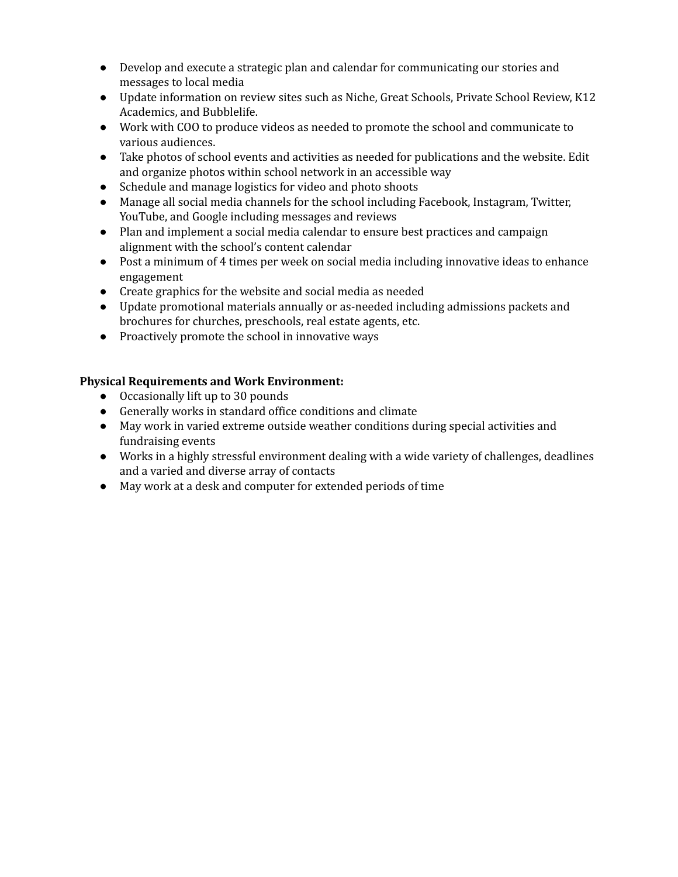- Develop and execute a strategic plan and calendar for communicating our stories and messages to local media
- Update information on review sites such as Niche, Great Schools, Private School Review, K12 Academics, and Bubblelife.
- Work with COO to produce videos as needed to promote the school and communicate to various audiences.
- Take photos of school events and activities as needed for publications and the website. Edit and organize photos within school network in an accessible way
- Schedule and manage logistics for video and photo shoots
- Manage all social media channels for the school including Facebook, Instagram, Twitter, YouTube, and Google including messages and reviews
- Plan and implement a social media calendar to ensure best practices and campaign alignment with the school's content calendar
- Post a minimum of 4 times per week on social media including innovative ideas to enhance engagement
- Create graphics for the website and social media as needed
- Update promotional materials annually or as-needed including admissions packets and brochures for churches, preschools, real estate agents, etc.
- Proactively promote the school in innovative ways

**Physical Requirements and Work Environment:**

- Occasionally lift up to 30 pounds
- Generally works in standard office conditions and climate
- May work in varied extreme outside weather conditions during special activities and fundraising events
- Works in a highly stressful environment dealing with a wide variety of challenges, deadlines and a varied and diverse array of contacts
- May work at a desk and computer for extended periods of time